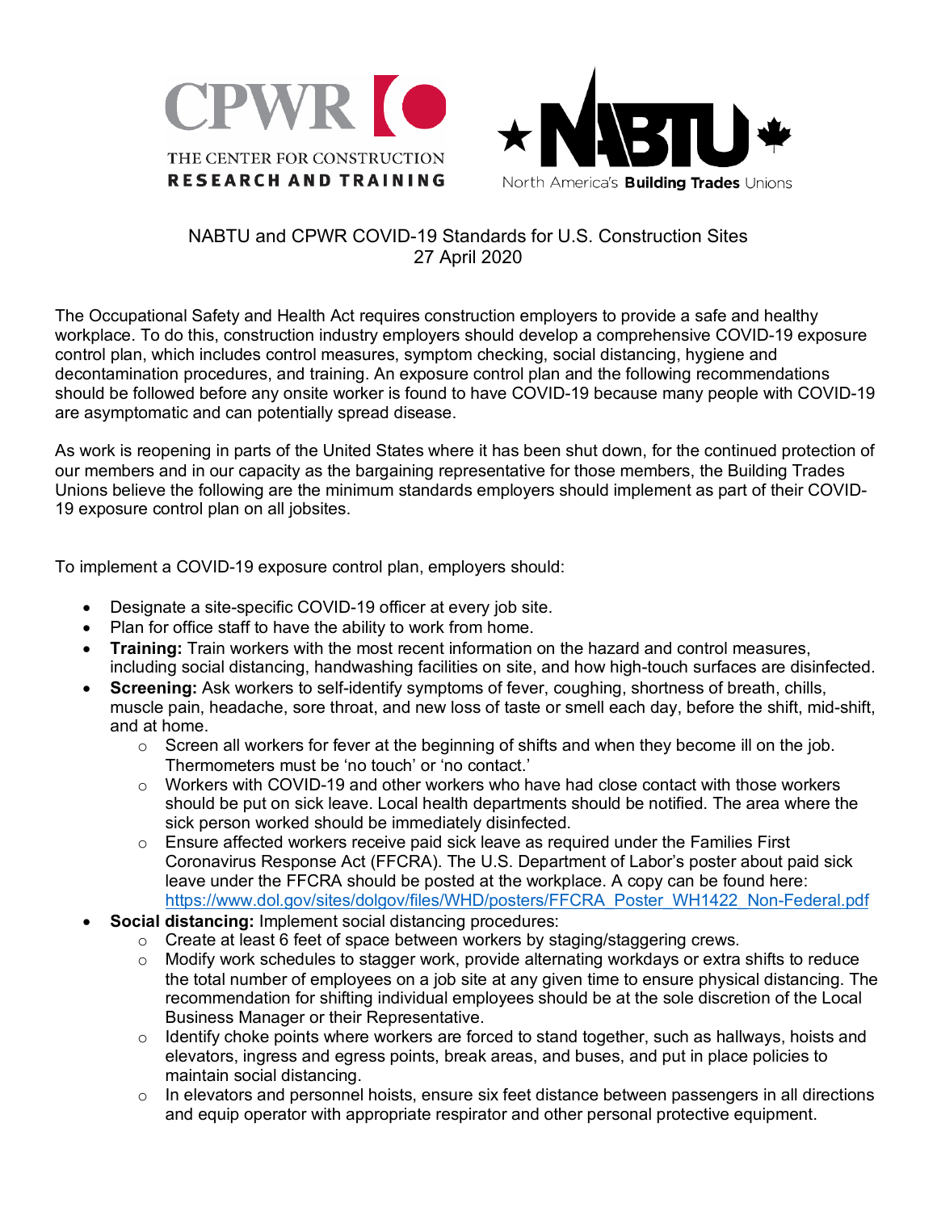CPWR THE CENTER FOR CONSTRUCTION RESEARCH AND TRAINING

NABTU North America's **Building Trades** Unions

# NABTU and CPWR COVID-19 Standards for U.S. Construction Sites

27 April 2020

The Occupational Safety and Health Act requires construction employers to provide a safe and healthy workplace. To do this, construction industry employers should develop a comprehensive COVID-19 exposure control plan, which includes control measures, symptom checking, social distancing, hygiene and decontamination procedures, and training. An exposure control plan and the following recommendations should be followed before any onsite worker is found to have COVID-19 because many people with COVID-19 are asymptomatic and can potentially spread disease.

As work is reopening in parts of the United States where it has been shut down, for the continued protection of our members and in our capacity as the bargaining representative for those members, the Building Trades Unions believe the following are the minimum standards employers should implement as part of their COVID-19 exposure control plan on all jobsites.

To implement a COVID-19 exposure control plan, employers should:

- Designate a site-specific COVID-19 officer at every job site.
- Plan for office staff to have the ability to work from home.
- **Training:** Train workers with the most recent information on the hazard and control measures, including social distancing, handwashing facilities on site, and how high-touch surfaces are disinfected.
- **Screening:** Ask workers to self-identify symptoms of fever, coughing, shortness of breath, chills, muscle pain, headache, sore throat, and new loss of taste or smell each day, before the shift, mid-shift, and at home.
  - Screen all workers for fever at the beginning of shifts and when they become ill on the job. Thermometers must be 'no touch' or 'no contact.'
  - Workers with COVID-19 and other workers who have had close contact with those workers should be put on sick leave. Local health departments should be notified. The area where the sick person worked should be immediately disinfected.
  - Ensure affected workers receive paid sick leave as required under the Families First Coronavirus Response Act (FFCRA). The U.S. Department of Labor's poster about paid sick leave under the FFCRA should be posted at the workplace. A copy can be found here: https://www.dol.gov/sites/dolgov/files/WHD/posters/FFCRA_Poster_WH1422_Non-Federal.pdf
- **Social distancing:** Implement social distancing procedures:
  - Create at least 6 feet of space between workers by staging/staggering crews.
  - Modify work schedules to stagger work, provide alternating workdays or extra shifts to reduce the total number of employees on a job site at any given time to ensure physical distancing. The recommendation for shifting individual employees should be at the sole discretion of the Local Business Manager or their Representative.
  - Identify choke points where workers are forced to stand together, such as hallways, hoists and elevators, ingress and egress points, break areas, and buses, and put in place policies to maintain social distancing.
  - In elevators and personnel hoists, ensure six feet distance between passengers in all directions and equip operator with appropriate respirator and other personal protective equipment.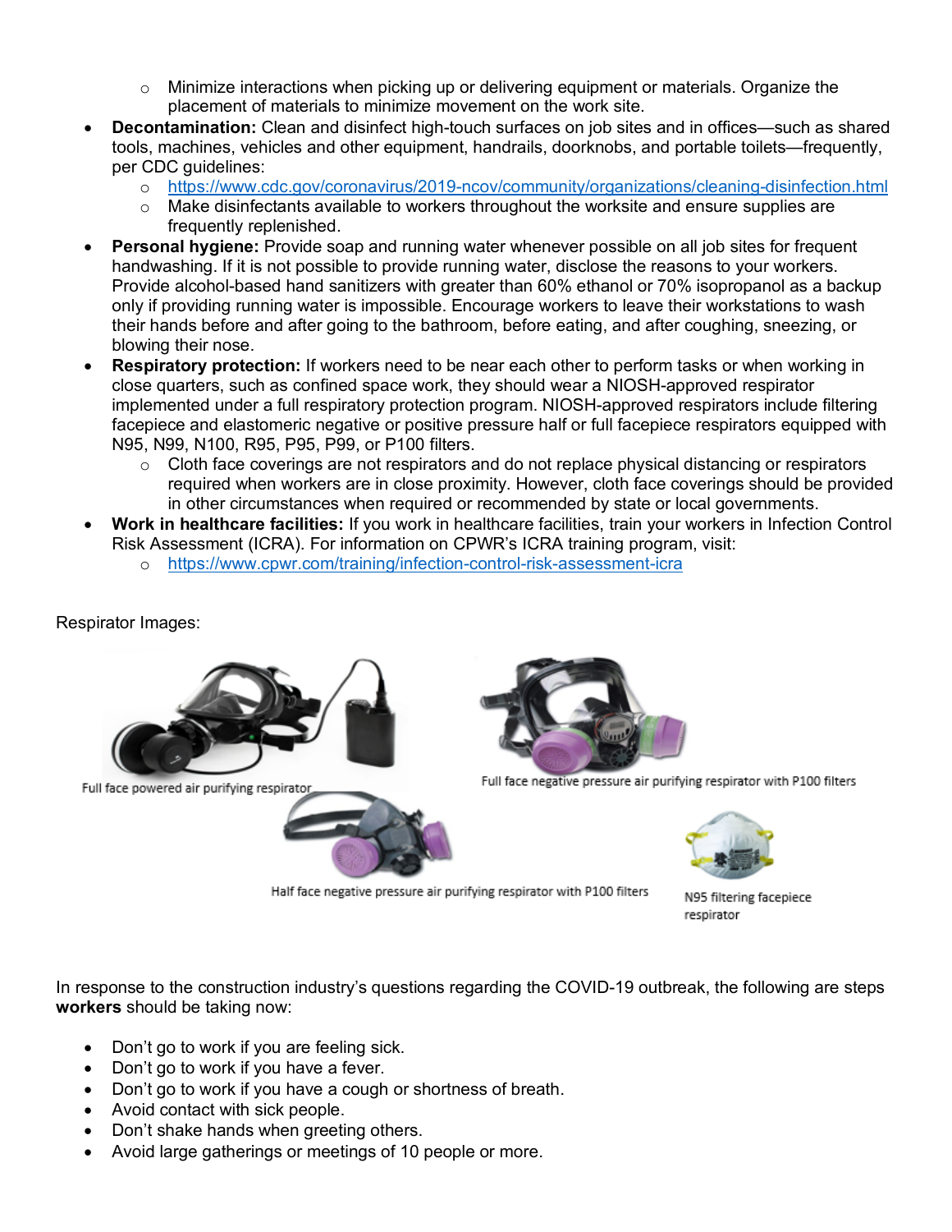- Minimize interactions when picking up or delivering equipment or materials. Organize the placement of materials to minimize movement on the work site.
- **Decontamination:** Clean and disinfect high-touch surfaces on job sites and in offices—such as shared tools, machines, vehicles and other equipment, handrails, doorknobs, and portable toilets—frequently, per CDC guidelines:
    - https://www.cdc.gov/coronavirus/2019-ncov/community/organizations/cleaning-disinfection.html
    - Make disinfectants available to workers throughout the worksite and ensure supplies are frequently replenished.
- **Personal hygiene:** Provide soap and running water whenever possible on all job sites for frequent handwashing. If it is not possible to provide running water, disclose the reasons to your workers. Provide alcohol-based hand sanitizers with greater than 60% ethanol or 70% isopropanol as a backup only if providing running water is impossible. Encourage workers to leave their workstations to wash their hands before and after going to the bathroom, before eating, and after coughing, sneezing, or blowing their nose.
- **Respiratory protection:** If workers need to be near each other to perform tasks or when working in close quarters, such as confined space work, they should wear a NIOSH-approved respirator implemented under a full respiratory protection program. NIOSH-approved respirators include filtering facepiece and elastomeric negative or positive pressure half or full facepiece respirators equipped with N95, N99, N100, R95, P95, P99, or P100 filters.
    - Cloth face coverings are not respirators and do not replace physical distancing or respirators required when workers are in close proximity. However, cloth face coverings should be provided in other circumstances when required or recommended by state or local governments.
- **Work in healthcare facilities:** If you work in healthcare facilities, train your workers in Infection Control Risk Assessment (ICRA). For information on CPWR's ICRA training program, visit:
    - https://www.cpwr.com/training/infection-control-risk-assessment-icra

Respirator Images:

Full face powered air purifying respirator

Full face negative pressure air purifying respirator with P100 filters

Half face negative pressure air purifying respirator with P100 filters

N95 filtering facepiece respirator

In response to the construction industry's questions regarding the COVID-19 outbreak, the following are steps **workers** should be taking now:

- Don't go to work if you are feeling sick.
- Don't go to work if you have a fever.
- Don't go to work if you have a cough or shortness of breath.
- Avoid contact with sick people.
- Don't shake hands when greeting others.
- Avoid large gatherings or meetings of 10 people or more.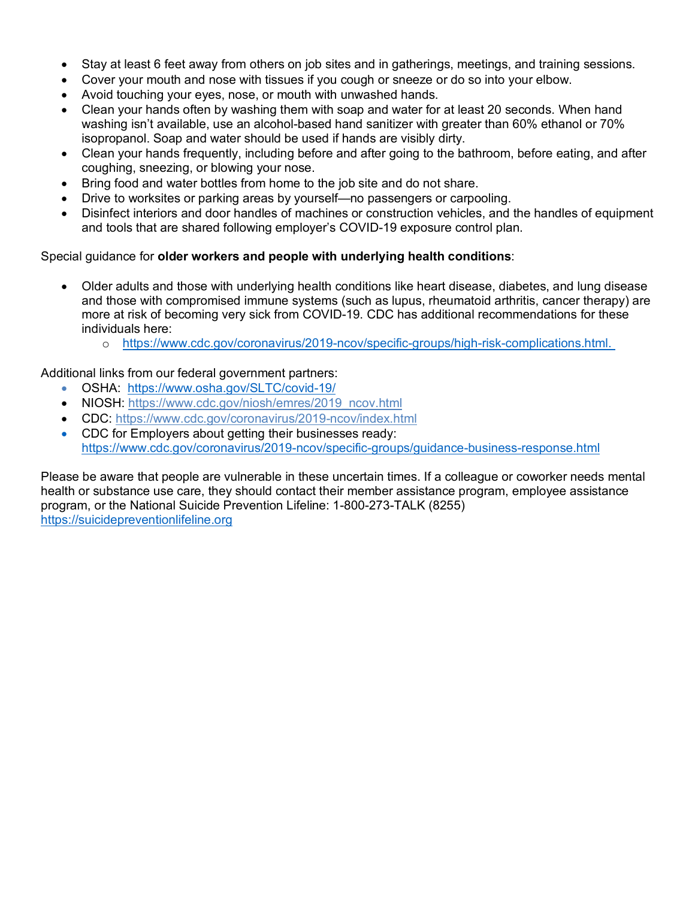- Stay at least 6 feet away from others on job sites and in gatherings, meetings, and training sessions.
- Cover your mouth and nose with tissues if you cough or sneeze or do so into your elbow.
- Avoid touching your eyes, nose, or mouth with unwashed hands.
- Clean your hands often by washing them with soap and water for at least 20 seconds. When hand washing isn't available, use an alcohol-based hand sanitizer with greater than 60% ethanol or 70% isopropanol. Soap and water should be used if hands are visibly dirty.
- Clean your hands frequently, including before and after going to the bathroom, before eating, and after coughing, sneezing, or blowing your nose.
- Bring food and water bottles from home to the job site and do not share.
- Drive to worksites or parking areas by yourself—no passengers or carpooling.
- Disinfect interiors and door handles of machines or construction vehicles, and the handles of equipment and tools that are shared following employer's COVID-19 exposure control plan.

Special guidance for **older workers and people with underlying health conditions**:

- Older adults and those with underlying health conditions like heart disease, diabetes, and lung disease and those with compromised immune systems (such as lupus, rheumatoid arthritis, cancer therapy) are more at risk of becoming very sick from COVID-19. CDC has additional recommendations for these individuals here:
  - https://www.cdc.gov/coronavirus/2019-ncov/specific-groups/high-risk-complications.html.

Additional links from our federal government partners:

- OSHA: https://www.osha.gov/SLTC/covid-19/
- NIOSH: https://www.cdc.gov/niosh/emres/2019_ncov.html
- CDC: https://www.cdc.gov/coronavirus/2019-ncov/index.html
- CDC for Employers about getting their businesses ready: https://www.cdc.gov/coronavirus/2019-ncov/specific-groups/guidance-business-response.html

Please be aware that people are vulnerable in these uncertain times. If a colleague or coworker needs mental health or substance use care, they should contact their member assistance program, employee assistance program, or the National Suicide Prevention Lifeline: 1-800-273-TALK (8255) https://suicidepreventionlifeline.org